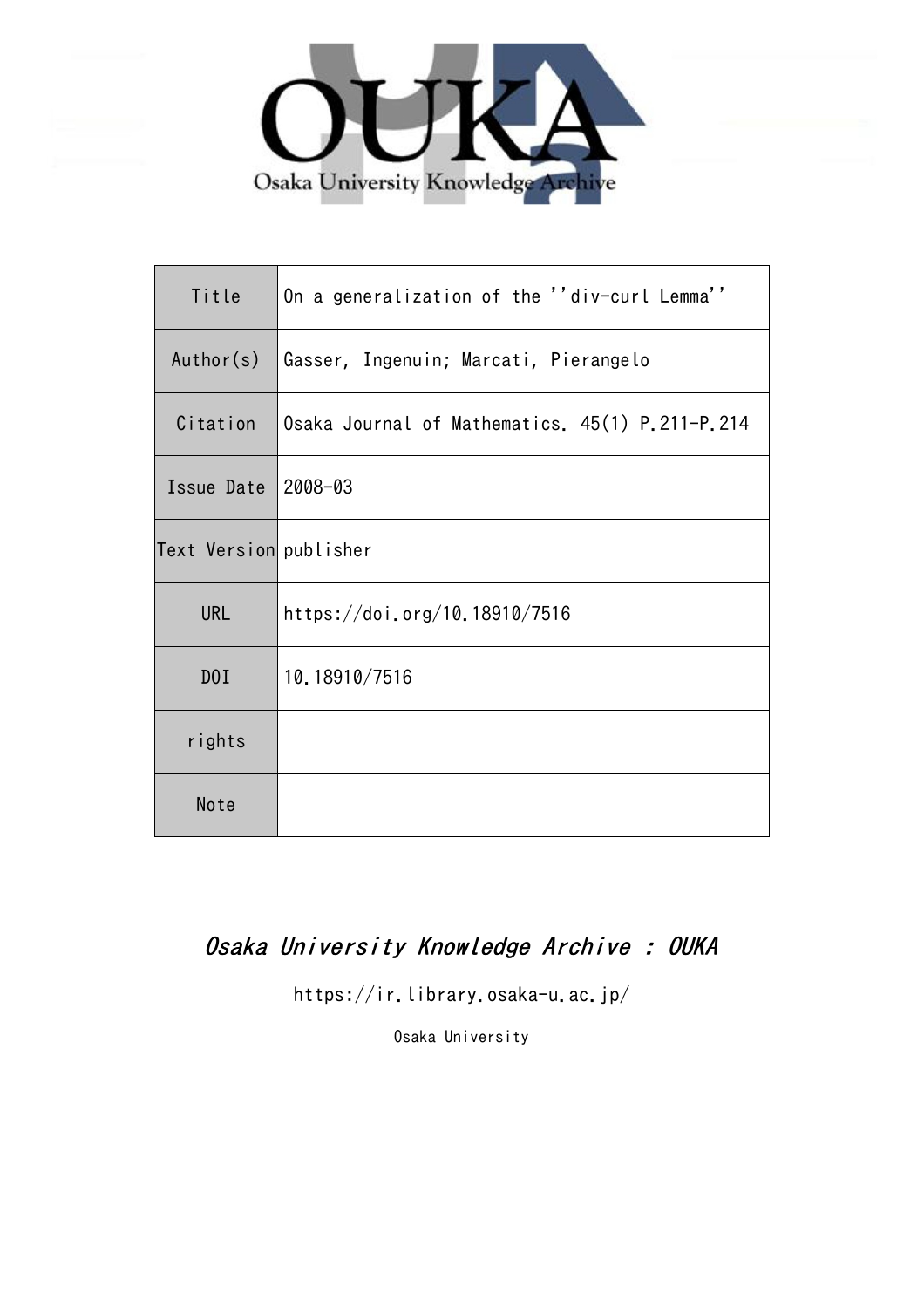Osaka University Knowledge Archive

| Title | On a generalization of the ''div-curl Lemma'' |
| --- | --- |
| Author(s) | Gasser, Ingenuin; Marcati, Pierangelo |
| Citation | Osaka Journal of Mathematics. 45(1) P.211-P.214 |
| Issue Date | 2008-03 |
| Text Version | publisher |
| URL | https://doi.org/10.18910/7516 |
| DOI | 10.18910/7516 |
| rights | |
| Note | |

*Osaka University Knowledge Archive : OUKA*

https://ir.library.osaka-u.ac.jp/

Osaka University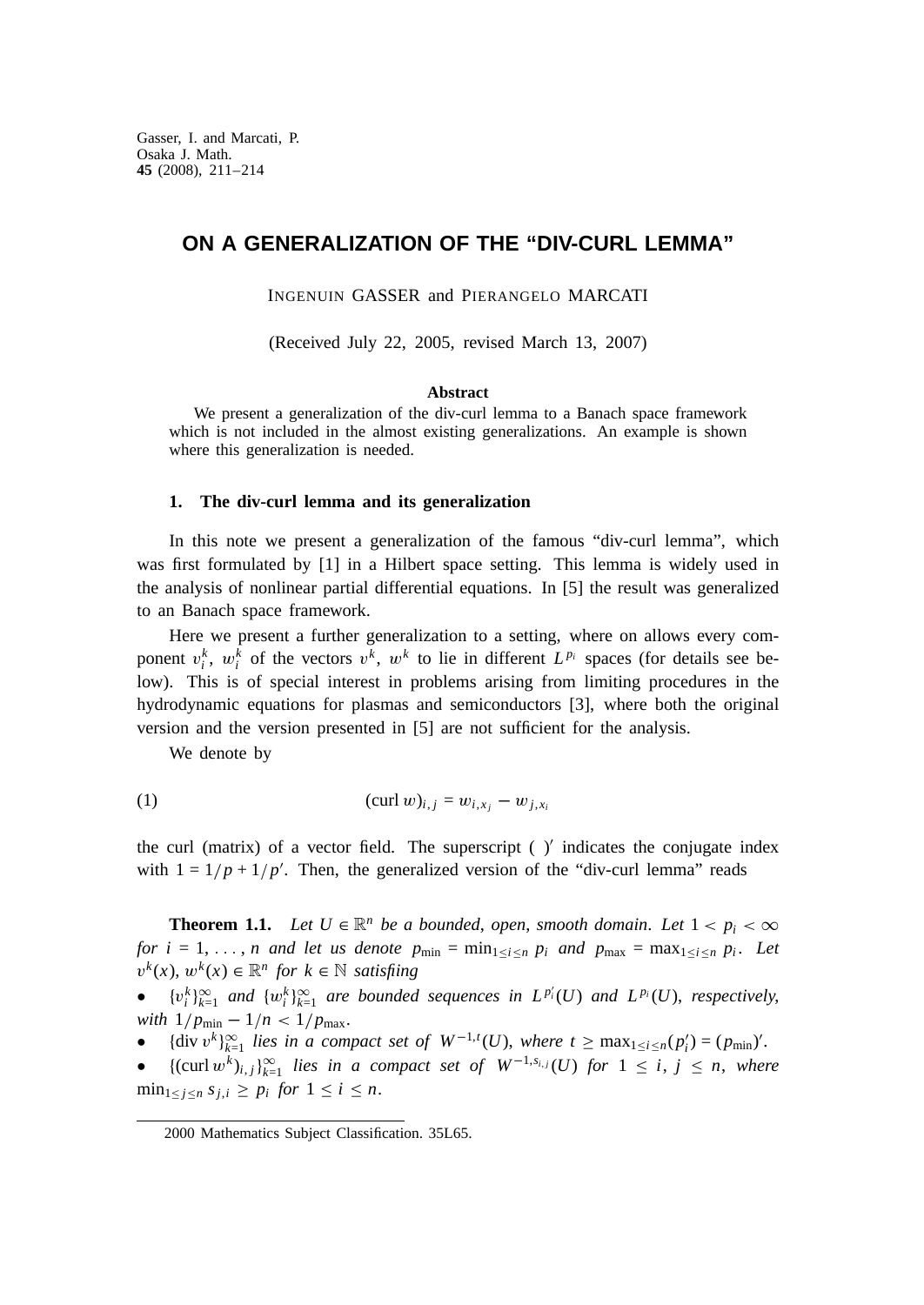Gasser, I. and Marcati, P.
Osaka J. Math.
**45** (2008), 211–214

# ON A GENERALIZATION OF THE "DIV-CURL LEMMA"

INGENUIN GASSER and PIERANGELO MARCATI

(Received July 22, 2005, revised March 13, 2007)

**Abstract**

We present a generalization of the div-curl lemma to a Banach space framework which is not included in the almost existing generalizations. An example is shown where this generalization is needed.

## 1. The div-curl lemma and its generalization

In this note we present a generalization of the famous "div-curl lemma", which was first formulated by [1] in a Hilbert space setting. This lemma is widely used in the analysis of nonlinear partial differential equations. In [5] the result was generalized to an Banach space framework.

Here we present a further generalization to a setting, where on allows every component $v_i^k$, $w_i^k$ of the vectors $v^k$, $w^k$ to lie in different $L^{p_i}$ spaces (for details see below). This is of special interest in problems arising from limiting procedures in the hydrodynamic equations for plasmas and semiconductors [3], where both the original version and the version presented in [5] are not sufficient for the analysis.

We denote by

$$(\operatorname{curl} w)_{i,j} = w_{i,x_j} - w_{j,x_i} \tag{1}$$

the curl (matrix) of a vector field. The superscript $(\ )'$ indicates the conjugate index with $1 = 1/p + 1/p'$. Then, the generalized version of the "div-curl lemma" reads

**Theorem 1.1.** *Let $U \in \mathbb{R}^n$ be a bounded, open, smooth domain. Let $1 < p_i < \infty$ for $i = 1, \dots, n$ and let us denote $p_{\min} = \min_{1 \le i \le n} p_i$ and $p_{\max} = \max_{1 \le i \le n} p_i$. Let $v^k(x)$, $w^k(x) \in \mathbb{R}^n$ for $k \in \mathbb{N}$ satisfiing*

- *$\{v_i^k\}_{k=1}^\infty$ and $\{w_i^k\}_{k=1}^\infty$ are bounded sequences in $L^{p_i'}(U)$ and $L^{p_i}(U)$, respectively, with $1/p_{\min} - 1/n < 1/p_{\max}$.*
- *$\{\operatorname{div} v^k\}_{k=1}^\infty$ lies in a compact set of $W^{-1,t}(U)$, where $t \ge \max_{1 \le i \le n}(p_i') = (p_{\min})'$.*
- *$\{(\operatorname{curl} w^k)_{i,j}\}_{k=1}^\infty$ lies in a compact set of $W^{-1,s_{i,j}}(U)$ for $1 \le i, j \le n$, where $\min_{1 \le j \le n} s_{j,i} \ge p_i$ for $1 \le i \le n$.*

2000 Mathematics Subject Classification. 35L65.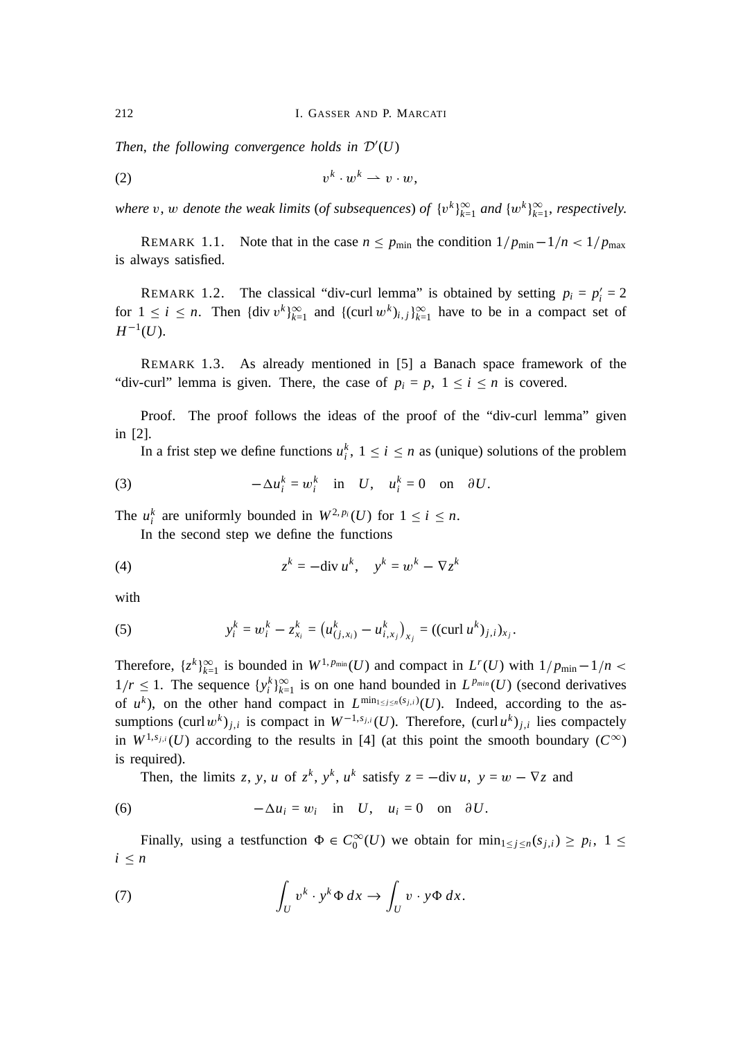*Then, the following convergence holds in $\mathcal{D}'(U)$*

$$v^k \cdot w^k \rightharpoonup v \cdot w, \tag{2}$$

*where $v$, $w$ denote the weak limits (of subsequences) of $\{v^k\}_{k=1}^\infty$ and $\{w^k\}_{k=1}^\infty$, respectively.*

REMARK 1.1. Note that in the case $n \le p_{\min}$ the condition $1/p_{\min} - 1/n < 1/p_{\max}$ is always satisfied.

REMARK 1.2. The classical "div-curl lemma" is obtained by setting $p_i = p_i' = 2$ for $1 \le i \le n$. Then $\{\operatorname{div} v^k\}_{k=1}^\infty$ and $\{(\operatorname{curl} w^k)_{i,j}\}_{k=1}^\infty$ have to be in a compact set of $H^{-1}(U)$.

REMARK 1.3. As already mentioned in [5] a Banach space framework of the "div-curl" lemma is given. There, the case of $p_i = p$, $1 \le i \le n$ is covered.

Proof. The proof follows the ideas of the proof of the "div-curl lemma" given in [2].

In a frist step we define functions $u_i^k$, $1 \le i \le n$ as (unique) solutions of the problem

$$-\Delta u_i^k = w_i^k \quad \text{in} \quad U, \quad u_i^k = 0 \quad \text{on} \quad \partial U. \tag{3}$$

The $u_i^k$ are uniformly bounded in $W^{2,p_i}(U)$ for $1 \le i \le n$.

In the second step we define the functions

$$z^k = -\operatorname{div} u^k, \quad y^k = w^k - \nabla z^k \tag{4}$$

with

$$y_i^k = w_i^k - z_{x_i}^k = \left(u_{(j,x_i)}^k - u_{i,x_j}^k\right)_{x_j} = ((\operatorname{curl} u^k)_{j,i})_{x_j}. \tag{5}$$

Therefore, $\{z^k\}_{k=1}^\infty$ is bounded in $W^{1,p_{\min}}(U)$ and compact in $L^r(U)$ with $1/p_{\min} - 1/n < 1/r \le 1$. The sequence $\{y_i^k\}_{k=1}^\infty$ is on one hand bounded in $L^{p_{min}}(U)$ (second derivatives of $u^k$), on the other hand compact in $L^{\min_{1 \le j \le n}(s_{j,i})}(U)$. Indeed, according to the assumptions $(\operatorname{curl} w^k)_{j,i}$ is compact in $W^{-1,s_{j,i}}(U)$. Therefore, $(\operatorname{curl} u^k)_{j,i}$ lies compactely in $W^{1,s_{j,i}}(U)$ according to the results in [4] (at this point the smooth boundary ($C^\infty$) is required).

Then, the limits $z$, $y$, $u$ of $z^k$, $y^k$, $u^k$ satisfy $z = -\operatorname{div} u$, $y = w - \nabla z$ and

$$-\Delta u_i = w_i \quad \text{in} \quad U, \quad u_i = 0 \quad \text{on} \quad \partial U. \tag{6}$$

Finally, using a testfunction $\Phi \in C_0^\infty(U)$ we obtain for $\min_{1 \le j \le n}(s_{j,i}) \ge p_i$, $1 \le i \le n$

$$\int_U v^k \cdot y^k \Phi \, dx \to \int_U v \cdot y \Phi \, dx. \tag{7}$$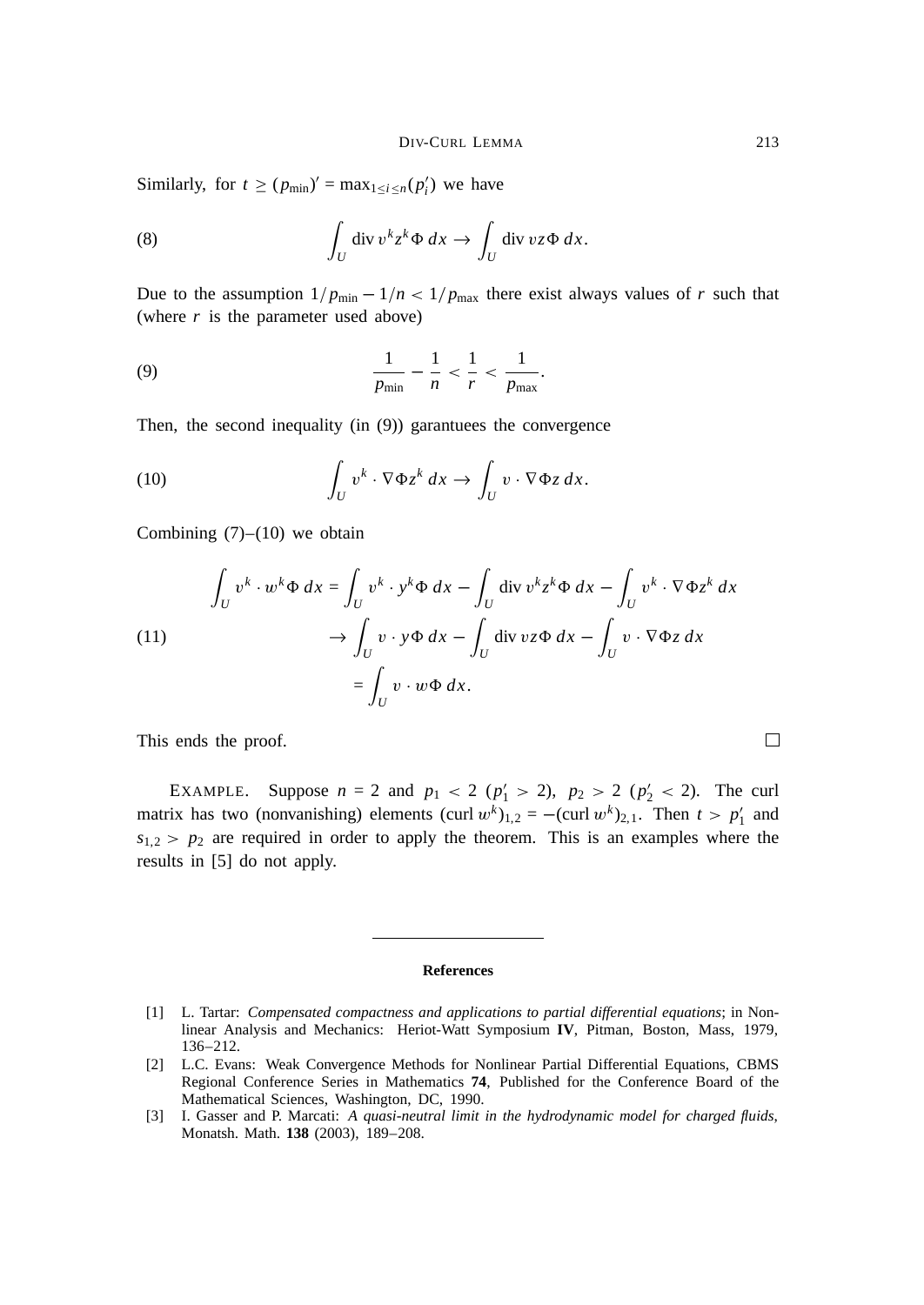Similarly, for $t \geq (p_{\min})' = \max_{1 \leq i \leq n}(p_i')$ we have

$$\int_U \operatorname{div} v^k z^k \Phi \, dx \to \int_U \operatorname{div} vz\Phi \, dx. \tag{8}$$

Due to the assumption $1/p_{\min} - 1/n < 1/p_{\max}$ there exist always values of $r$ such that (where $r$ is the parameter used above)

$$\frac{1}{p_{\min}} - \frac{1}{n} < \frac{1}{r} < \frac{1}{p_{\max}}. \tag{9}$$

Then, the second inequality (in (9)) garantuees the convergence

$$\int_U v^k \cdot \nabla \Phi z^k \, dx \to \int_U v \cdot \nabla \Phi z \, dx. \tag{10}$$

Combining (7)–(10) we obtain

$$\begin{aligned}
\int_U v^k \cdot w^k \Phi \, dx &= \int_U v^k \cdot y^k \Phi \, dx - \int_U \operatorname{div} v^k z^k \Phi \, dx - \int_U v^k \cdot \nabla \Phi z^k \, dx \\
&\to \int_U v \cdot y \Phi \, dx - \int_U \operatorname{div} vz\Phi \, dx - \int_U v \cdot \nabla \Phi z \, dx \\
&= \int_U v \cdot w \Phi \, dx.
\end{aligned} \tag{11}$$

This ends the proof. □

EXAMPLE. Suppose $n = 2$ and $p_1 < 2$ ($p_1' > 2$), $p_2 > 2$ ($p_2' < 2$). The curl matrix has two (nonvanishing) elements $(\operatorname{curl} w^k)_{1,2} = -(\operatorname{curl} w^k)_{2,1}$. Then $t > p_1'$ and $s_{1,2} > p_2$ are required in order to apply the theorem. This is an examples where the results in [5] do not apply.

## References

[1] L. Tartar: *Compensated compactness and applications to partial differential equations*; in Nonlinear Analysis and Mechanics: Heriot-Watt Symposium **IV**, Pitman, Boston, Mass, 1979, 136–212.

[2] L.C. Evans: Weak Convergence Methods for Nonlinear Partial Differential Equations, CBMS Regional Conference Series in Mathematics **74**, Published for the Conference Board of the Mathematical Sciences, Washington, DC, 1990.

[3] I. Gasser and P. Marcati: *A quasi-neutral limit in the hydrodynamic model for charged fluids*, Monatsh. Math. **138** (2003), 189–208.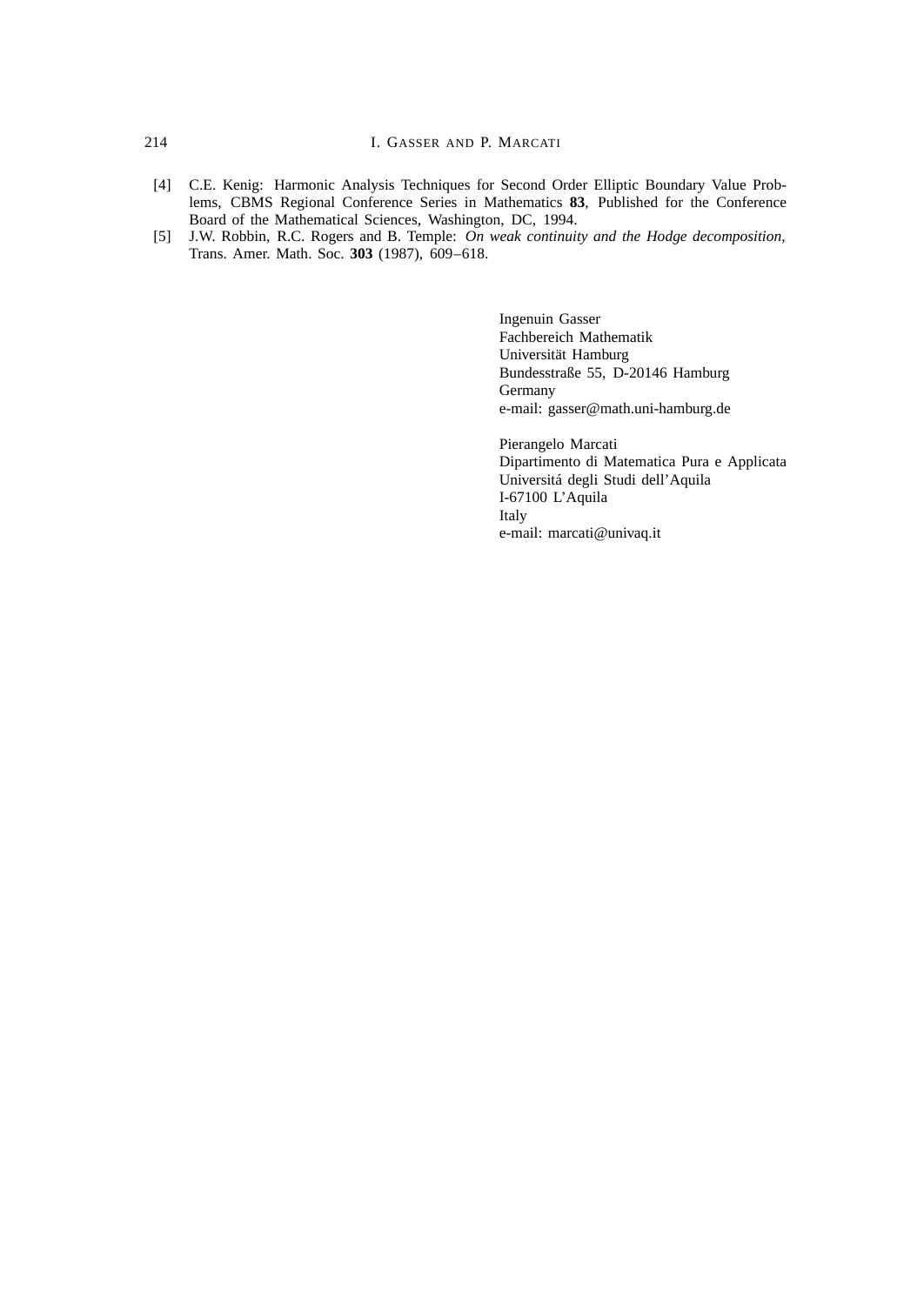[4] C.E. Kenig: Harmonic Analysis Techniques for Second Order Elliptic Boundary Value Problems, CBMS Regional Conference Series in Mathematics **83**, Published for the Conference Board of the Mathematical Sciences, Washington, DC, 1994.

[5] J.W. Robbin, R.C. Rogers and B. Temple: *On weak continuity and the Hodge decomposition*, Trans. Amer. Math. Soc. **303** (1987), 609–618.

Ingenuin Gasser
Fachbereich Mathematik
Universität Hamburg
Bundesstraße 55, D-20146 Hamburg
Germany
e-mail: gasser@math.uni-hamburg.de

Pierangelo Marcati
Dipartimento di Matematica Pura e Applicata
Universitá degli Studi dell'Aquila
I-67100 L'Aquila
Italy
e-mail: marcati@univaq.it